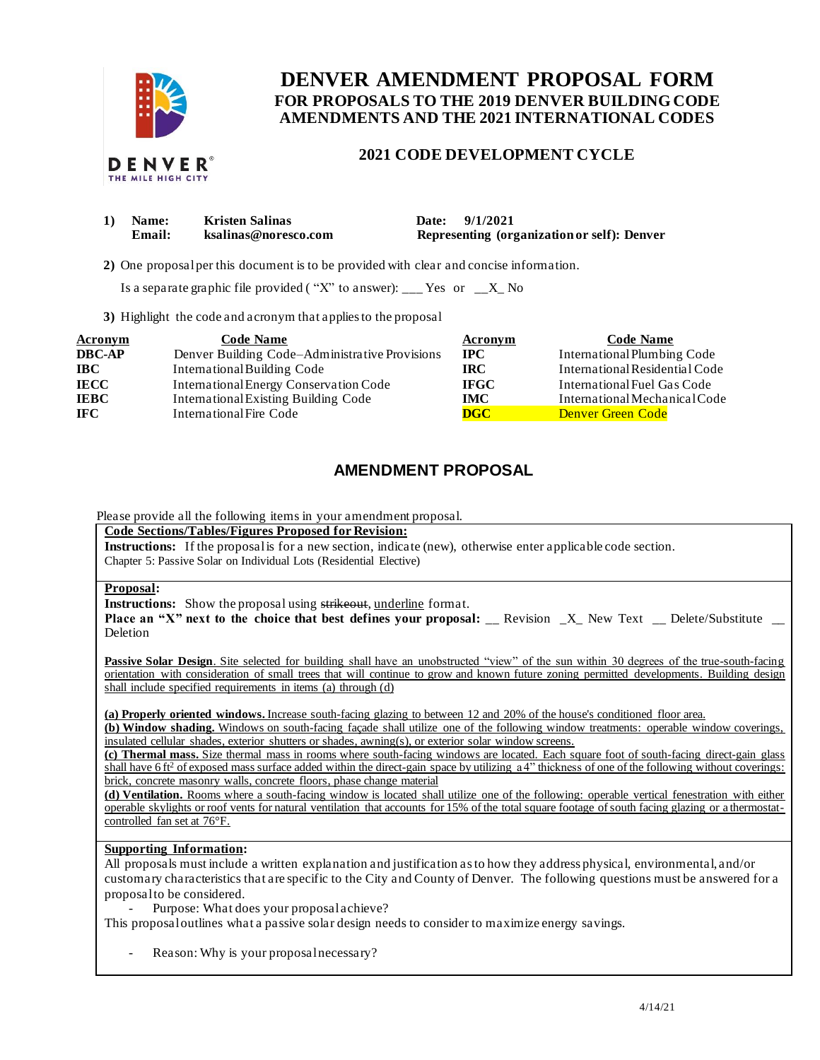# DENVER AMENDMENT PROPOSAL FORM

## FOR PROPOSALS TO THE 2019 DENVER BUILDING CODE AMENDMENTS AND THE 2021 INTERNATIONAL CODES

### 2021 CODE DEVELOPMENT CYCLE

**1) Name:** Kristen Salinas **Date:** 9/1/2021
**Email:** ksalinas@noresco.com **Representing (organization or self):** Denver

**2)** One proposal per this document is to be provided with clear and concise information.

Is a separate graphic file provided ( "X" to answer): ___ Yes or __X_ No

**3)** Highlight the code and acronym that applies to the proposal

| Acronym | Code Name | Acronym | Code Name |
|---|---|---|---|
| **DBC-AP** | Denver Building Code–Administrative Provisions | **IPC** | International Plumbing Code |
| **IBC** | International Building Code | **IRC** | International Residential Code |
| **IECC** | International Energy Conservation Code | **IFGC** | International Fuel Gas Code |
| **IEBC** | International Existing Building Code | **IMC** | International Mechanical Code |
| **IFC** | International Fire Code | **DGC** | Denver Green Code |

## AMENDMENT PROPOSAL

Please provide all the following items in your amendment proposal.

**Code Sections/Tables/Figures Proposed for Revision:**

**Instructions:** If the proposal is for a new section, indicate (new), otherwise enter applicable code section.

Chapter 5: Passive Solar on Individual Lots (Residential Elective)

**Proposal:**

**Instructions:** Show the proposal using ~~strikeout~~, underline format.

**Place an "X" next to the choice that best defines your proposal:** __ Revision _X_ New Text __ Delete/Substitute __ Deletion

**Passive Solar Design**. Site selected for building shall have an unobstructed "view" of the sun within 30 degrees of the true-south-facing orientation with consideration of small trees that will continue to grow and known future zoning permitted developments. Building design shall include specified requirements in items (a) through (d)

**(a) Properly oriented windows.** Increase south-facing glazing to between 12 and 20% of the house's conditioned floor area.

**(b) Window shading.** Windows on south-facing façade shall utilize one of the following window treatments: operable window coverings, insulated cellular shades, exterior shutters or shades, awning(s), or exterior solar window screens.

**(c) Thermal mass.** Size thermal mass in rooms where south-facing windows are located. Each square foot of south-facing direct-gain glass shall have 6 $ft^2$ of exposed mass surface added within the direct-gain space by utilizing a 4" thickness of one of the following without coverings: brick, concrete masonry walls, concrete floors, phase change material

**(d) Ventilation.** Rooms where a south-facing window is located shall utilize one of the following: operable vertical fenestration with either operable skylights or roof vents for natural ventilation that accounts for 15% of the total square footage of south facing glazing or a thermostat-controlled fan set at 76°F.

**Supporting Information:**

All proposals must include a written explanation and justification as to how they address physical, environmental, and/or customary characteristics that are specific to the City and County of Denver. The following questions must be answered for a proposal to be considered.

- Purpose: What does your proposal achieve?

This proposal outlines what a passive solar design needs to consider to maximize energy savings.

- Reason: Why is your proposal necessary?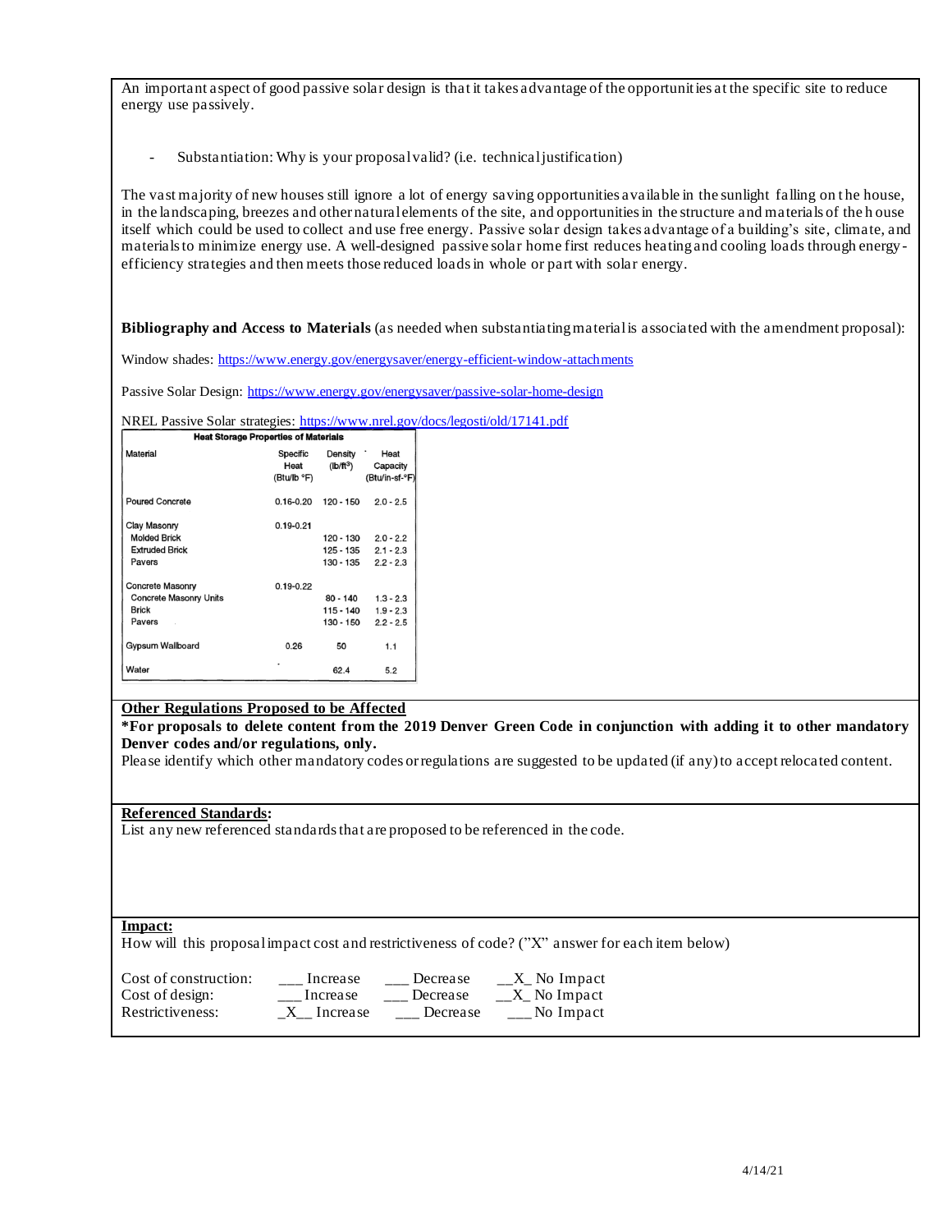An important aspect of good passive solar design is that it takes advantage of the opportunities at the specific site to reduce energy use passively.

- Substantiation: Why is your proposal valid? (i.e. technical justification)

The vast majority of new houses still ignore a lot of energy saving opportunities available in the sunlight falling on the house, in the landscaping, breezes and other natural elements of the site, and opportunities in the structure and materials of the house itself which could be used to collect and use free energy. Passive solar design takes advantage of a building's site, climate, and materials to minimize energy use. A well-designed passive solar home first reduces heating and cooling loads through energy-efficiency strategies and then meets those reduced loads in whole or part with solar energy.

**Bibliography and Access to Materials** (as needed when substantiating material is associated with the amendment proposal):

Window shades: https://www.energy.gov/energysaver/energy-efficient-window-attachments

Passive Solar Design: https://www.energy.gov/energysaver/passive-solar-home-design

NREL Passive Solar strategies: https://www.nrel.gov/docs/legosti/old/17141.pdf

**Heat Storage Properties of Materials**

| Material | Specific Heat (Btu/lb °F) | Density (lb/ft³) | Heat Capacity (Btu/in-sf-°F) |
|---|---|---|---|
| Poured Concrete | 0.16-0.20 | 120 - 150 | 2.0 - 2.5 |
| Clay Masonry | 0.19-0.21 | | |
| Molded Brick | | 120 - 130 | 2.0 - 2.2 |
| Extruded Brick | | 125 - 135 | 2.1 - 2.3 |
| Pavers | | 130 - 135 | 2.2 - 2.3 |
| Concrete Masonry | 0.19-0.22 | | |
| Concrete Masonry Units | | 80 - 140 | 1.3 - 2.3 |
| Brick | | 115 - 140 | 1.9 - 2.3 |
| Pavers | | 130 - 150 | 2.2 - 2.5 |
| Gypsum Wallboard | 0.26 | 50 | 1.1 |
| Water | - | 62.4 | 5.2 |

**Other Regulations Proposed to be Affected**

***For proposals to delete content from the 2019 Denver Green Code in conjunction with adding it to other mandatory Denver codes and/or regulations, only.**

Please identify which other mandatory codes or regulations are suggested to be updated (if any) to accept relocated content.

**Referenced Standards:**

List any new referenced standards that are proposed to be referenced in the code.

**Impact:**

How will this proposal impact cost and restrictiveness of code? ("X" answer for each item below)

| | | | |
|---|---|---|---|
| Cost of construction: | ___ Increase | ___ Decrease | __X_ No Impact |
| Cost of design: | ___ Increase | ___ Decrease | __X_ No Impact |
| Restrictiveness: | _X__ Increase | ___ Decrease | ___ No Impact |